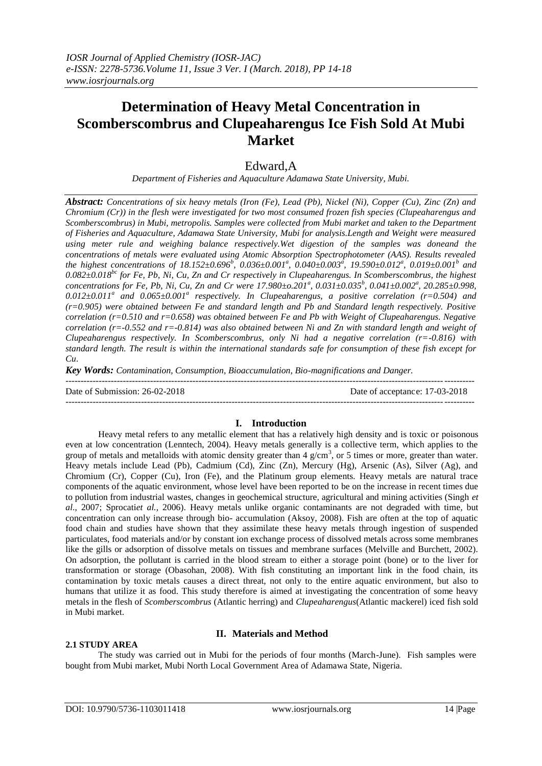# Determination of Heavy Metal Concentration in Scomberscombrus and Clupeaharengus Ice Fish Sold At Mubi Market

Edward,A

*Department of Fisheries and Aquaculture Adamawa State University, Mubi.*

***Abstract:*** *Concentrations of six heavy metals (Iron (Fe), Lead (Pb), Nickel (Ni), Copper (Cu), Zinc (Zn) and Chromium (Cr)) in the flesh were investigated for two most consumed frozen fish species (Clupeaharengus and Scomberscombrus) in Mubi, metropolis. Samples were collected from Mubi market and taken to the Department of Fisheries and Aquaculture, Adamawa State University, Mubi for analysis.Length and Weight were measured using meter rule and weighing balance respectively.Wet digestion of the samples was doneand the concentrations of metals were evaluated using Atomic Absorption Spectrophotometer (AAS). Results revealed the highest concentrations of* $18.152\pm0.696^{b}$, $0.036\pm0.001^{a}$, $0.040\pm0.003^{a}$, $19.590\pm0.012^{a}$, $0.019\pm0.001^{b}$ *and* $0.082\pm0.018^{bc}$ *for Fe, Pb, Ni, Cu, Zn and Cr respectively in Clupeaharengus. In Scomberscombrus, the highest concentrations for Fe, Pb, Ni, Cu, Zn and Cr were* $17.980\pm o.201^{a}$, $0.031\pm0.035^{b}$, $0.041\pm0.002^{a}$, $20.285\pm0.998$, $0.012\pm0.011^{a}$ *and* $0.065\pm0.001^{a}$ *respectively. In Clupeaharengus, a positive correlation (r=0.504) and (r=0.905) were obtained between Fe and standard length and Pb and Standard length respectively. Positive correlation (r=0.510 and r=0.658) was obtained between Fe and Pb with Weight of Clupeaharengus. Negative correlation (r=-0.552 and r=-0.814) was also obtained between Ni and Zn with standard length and weight of Clupeaharengus respectively. In Scomberscombrus, only Ni had a negative correlation (r=-0.816) with standard length. The result is within the international standards safe for consumption of these fish except for Cu.*

***Key Words:*** *Contamination, Consumption, Bioaccumulation, Bio-magnifications and Danger.*

---

Date of Submission: 26-02-2018 Date of acceptance: 17-03-2018

---

## I. Introduction

Heavy metal refers to any metallic element that has a relatively high density and is toxic or poisonous even at low concentration (Lenntech, 2004). Heavy metals generally is a collective term, which applies to the group of metals and metalloids with atomic density greater than 4 $g/cm^3$, or 5 times or more, greater than water. Heavy metals include Lead (Pb), Cadmium (Cd), Zinc (Zn), Mercury (Hg), Arsenic (As), Silver (Ag), and Chromium (Cr), Copper (Cu), Iron (Fe), and the Platinum group elements. Heavy metals are natural trace components of the aquatic environment, whose level have been reported to be on the increase in recent times due to pollution from industrial wastes, changes in geochemical structure, agricultural and mining activities (Singh *et al.*, 2007; Sprocati*et al.*, 2006). Heavy metals unlike organic contaminants are not degraded with time, but concentration can only increase through bio- accumulation (Aksoy, 2008). Fish are often at the top of aquatic food chain and studies have shown that they assimilate these heavy metals through ingestion of suspended particulates, food materials and/or by constant ion exchange process of dissolved metals across some membranes like the gills or adsorption of dissolve metals on tissues and membrane surfaces (Melville and Burchett, 2002). On adsorption, the pollutant is carried in the blood stream to either a storage point (bone) or to the liver for transformation or storage (Obasohan, 2008). With fish constituting an important link in the food chain, its contamination by toxic metals causes a direct threat, not only to the entire aquatic environment, but also to humans that utilize it as food. This study therefore is aimed at investigating the concentration of some heavy metals in the flesh of *Scomberscombrus* (Atlantic herring) and *Clupeaharengus*(Atlantic mackerel) iced fish sold in Mubi market.

## II. Materials and Method

### 2.1 STUDY AREA

The study was carried out in Mubi for the periods of four months (March-June). Fish samples were bought from Mubi market, Mubi North Local Government Area of Adamawa State, Nigeria.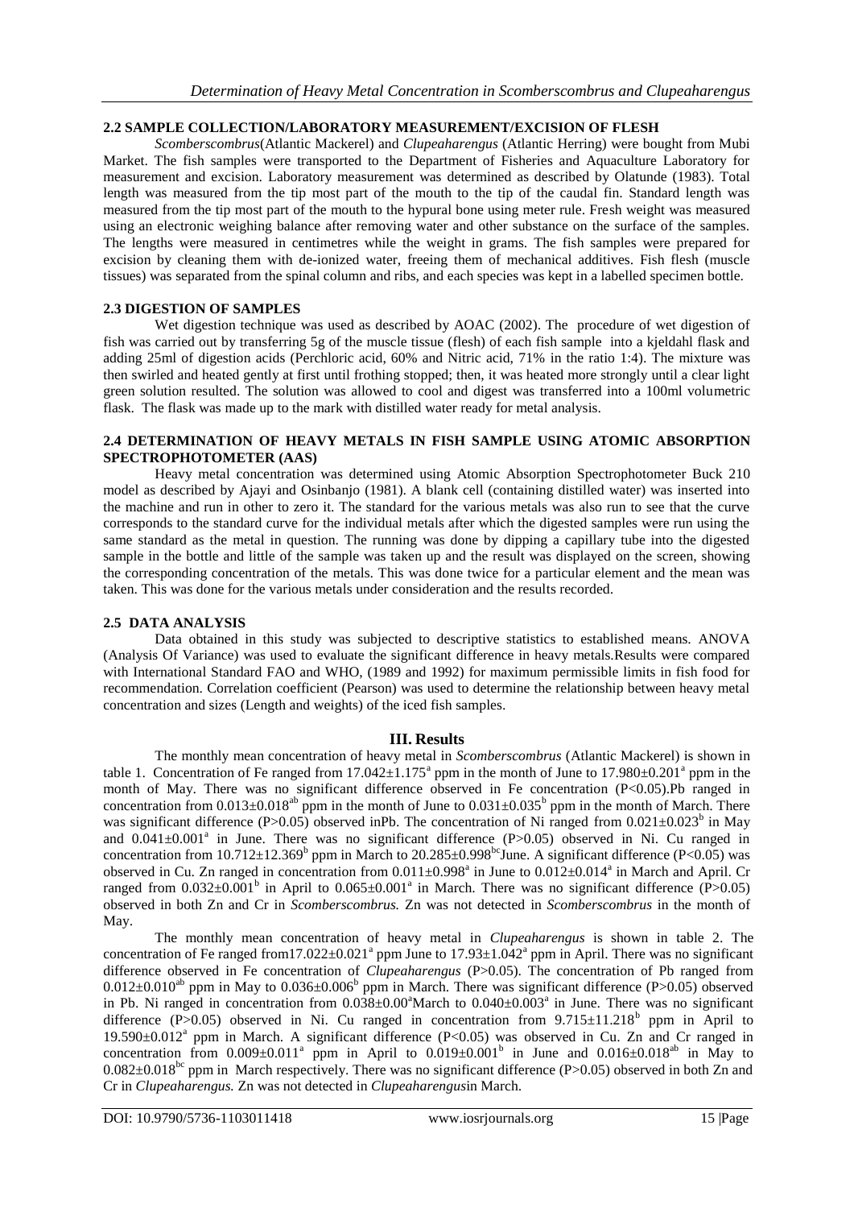### 2.2 SAMPLE COLLECTION/LABORATORY MEASUREMENT/EXCISION OF FLESH

*Scomberscombrus*(Atlantic Mackerel) and *Clupeaharengus* (Atlantic Herring) were bought from Mubi Market. The fish samples were transported to the Department of Fisheries and Aquaculture Laboratory for measurement and excision. Laboratory measurement was determined as described by Olatunde (1983). Total length was measured from the tip most part of the mouth to the tip of the caudal fin. Standard length was measured from the tip most part of the mouth to the hypural bone using meter rule. Fresh weight was measured using an electronic weighing balance after removing water and other substance on the surface of the samples. The lengths were measured in centimetres while the weight in grams. The fish samples were prepared for excision by cleaning them with de-ionized water, freeing them of mechanical additives. Fish flesh (muscle tissues) was separated from the spinal column and ribs, and each species was kept in a labelled specimen bottle.

### 2.3 DIGESTION OF SAMPLES

Wet digestion technique was used as described by AOAC (2002). The procedure of wet digestion of fish was carried out by transferring 5g of the muscle tissue (flesh) of each fish sample into a kjeldahl flask and adding 25ml of digestion acids (Perchloric acid, 60% and Nitric acid, 71% in the ratio 1:4). The mixture was then swirled and heated gently at first until frothing stopped; then, it was heated more strongly until a clear light green solution resulted. The solution was allowed to cool and digest was transferred into a 100ml volumetric flask. The flask was made up to the mark with distilled water ready for metal analysis.

### 2.4 DETERMINATION OF HEAVY METALS IN FISH SAMPLE USING ATOMIC ABSORPTION SPECTROPHOTOMETER (AAS)

Heavy metal concentration was determined using Atomic Absorption Spectrophotometer Buck 210 model as described by Ajayi and Osinbanjo (1981). A blank cell (containing distilled water) was inserted into the machine and run in other to zero it. The standard for the various metals was also run to see that the curve corresponds to the standard curve for the individual metals after which the digested samples were run using the same standard as the metal in question. The running was done by dipping a capillary tube into the digested sample in the bottle and little of the sample was taken up and the result was displayed on the screen, showing the corresponding concentration of the metals. This was done twice for a particular element and the mean was taken. This was done for the various metals under consideration and the results recorded.

### 2.5 DATA ANALYSIS

Data obtained in this study was subjected to descriptive statistics to established means. ANOVA (Analysis Of Variance) was used to evaluate the significant difference in heavy metals.Results were compared with International Standard FAO and WHO, (1989 and 1992) for maximum permissible limits in fish food for recommendation. Correlation coefficient (Pearson) was used to determine the relationship between heavy metal concentration and sizes (Length and weights) of the iced fish samples.

## III. Results

The monthly mean concentration of heavy metal in *Scomberscombrus* (Atlantic Mackerel) is shown in table 1. Concentration of Fe ranged from $17.042 \pm 1.175^{a}$ ppm in the month of June to $17.980 \pm 0.201^{a}$ ppm in the month of May. There was no significant difference observed in Fe concentration ($P<0.05$).Pb ranged in concentration from $0.013 \pm 0.018^{ab}$ ppm in the month of June to $0.031 \pm 0.035^{b}$ ppm in the month of March. There was significant difference ($P>0.05$) observed inPb. The concentration of Ni ranged from $0.021 \pm 0.023^{b}$ in May and $0.041 \pm 0.001^{a}$ in June. There was no significant difference ($P>0.05$) observed in Ni. Cu ranged in concentration from $10.712 \pm 12.369^{b}$ ppm in March to $20.285 \pm 0.998^{bc}$June. A significant difference ($P<0.05$) was observed in Cu. Zn ranged in concentration from $0.011 \pm 0.998^{a}$ in June to $0.012 \pm 0.014^{a}$ in March and April. Cr ranged from $0.032 \pm 0.001^{b}$ in April to $0.065 \pm 0.001^{a}$ in March. There was no significant difference ($P>0.05$) observed in both Zn and Cr in *Scomberscombrus.* Zn was not detected in *Scomberscombrus* in the month of May.

The monthly mean concentration of heavy metal in *Clupeaharengus* is shown in table 2. The concentration of Fe ranged from$17.022 \pm 0.021^{a}$ ppm June to $17.93 \pm 1.042^{a}$ ppm in April. There was no significant difference observed in Fe concentration of *Clupeaharengus* ($P>0.05$). The concentration of Pb ranged from $0.012 \pm 0.010^{ab}$ ppm in May to $0.036 \pm 0.006^{b}$ ppm in March. There was significant difference ($P>0.05$) observed in Pb. Ni ranged in concentration from $0.038 \pm 0.00^{a}$March to $0.040 \pm 0.003^{a}$ in June. There was no significant difference ($P>0.05$) observed in Ni. Cu ranged in concentration from $9.715 \pm 11.218^{b}$ ppm in April to $19.590 \pm 0.012^{a}$ ppm in March. A significant difference ($P<0.05$) was observed in Cu. Zn and Cr ranged in concentration from $0.009 \pm 0.011^{a}$ ppm in April to $0.019 \pm 0.001^{b}$ in June and $0.016 \pm 0.018^{ab}$ in May to $0.082 \pm 0.018^{bc}$ ppm in March respectively. There was no significant difference ($P>0.05$) observed in both Zn and Cr in *Clupeaharengus.* Zn was not detected in *Clupeaharengus*in March.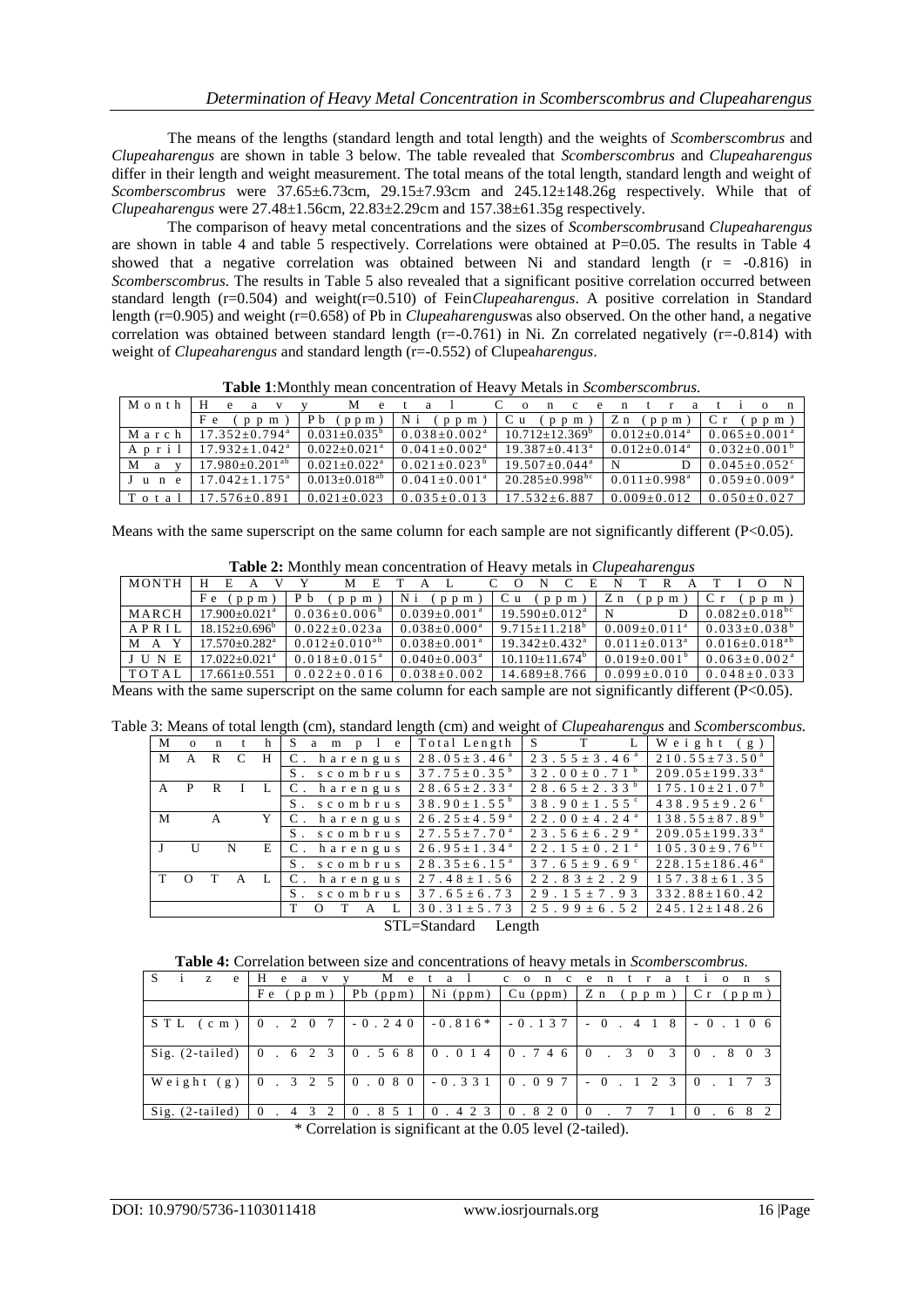The means of the lengths (standard length and total length) and the weights of *Scomberscombrus* and *Clupeaharengus* are shown in table 3 below. The table revealed that *Scomberscombrus* and *Clupeaharengus* differ in their length and weight measurement. The total means of the total length, standard length and weight of *Scomberscombrus* were 37.65±6.73cm, 29.15±7.93cm and 245.12±148.26g respectively. While that of *Clupeaharengus* were 27.48±1.56cm, 22.83±2.29cm and 157.38±61.35g respectively.

The comparison of heavy metal concentrations and the sizes of *Scomberscombrus*and *Clupeaharengus* are shown in table 4 and table 5 respectively. Correlations were obtained at P=0.05. The results in Table 4 showed that a negative correlation was obtained between Ni and standard length (r = -0.816) in *Scomberscombrus*. The results in Table 5 also revealed that a significant positive correlation occurred between standard length (r=0.504) and weight(r=0.510) of Fein*Clupeaharengus*. A positive correlation in Standard length (r=0.905) and weight (r=0.658) of Pb in *Clupeaharengus*was also observed. On the other hand, a negative correlation was obtained between standard length (r=-0.761) in Ni. Zn correlated negatively (r=-0.814) with weight of *Clupeaharengus* and standard length (r=-0.552) of Clupea*harengus*.

**Table 1**:Monthly mean concentration of Heavy Metals in *Scomberscombrus*.

| Month | Heavy Metal Concentration | | | | | |
|---|---|---|---|---|---|---|
| | Fe (ppm) | Pb (ppm) | Ni (ppm) | Cu (ppm) | Zn (ppm) | Cr (ppm) |
| March | $17.352±0.794^{a}$ | $0.031±0.035^{b}$ | $0.038±0.002^{a}$ | $10.712±12.369^{b}$ | $0.012±0.014^{a}$ | $0.065±0.001^{a}$ |
| April | $17.932±1.042^{a}$ | $0.022±0.021^{a}$ | $0.041±0.002^{a}$ | $19.387±0.413^{a}$ | $0.012±0.014^{a}$ | $0.032±0.001^{b}$ |
| May | $17.980±0.201^{ab}$ | $0.021±0.022^{a}$ | $0.021±0.023^{b}$ | $19.507±0.044^{a}$ | ND | $0.045±0.052^{c}$ |
| June | $17.042±1.175^{a}$ | $0.013±0.018^{ab}$ | $0.041±0.001^{a}$ | $20.285±0.998^{bc}$ | $0.011±0.998^{a}$ | $0.059±0.009^{a}$ |
| Total | 17.576±0.891 | 0.021±0.023 | 0.035±0.013 | 17.532±6.887 | 0.009±0.012 | 0.050±0.027 |

Means with the same superscript on the same column for each sample are not significantly different (P<0.05).

**Table 2:** Monthly mean concentration of Heavy metals in *Clupeaharengus*

| MONTH | HEAVY METAL CONCENTRATION | | | | | |
|---|---|---|---|---|---|---|
| | Fe (ppm) | Pb (ppm) | Ni (ppm) | Cu (ppm) | Zn (ppm) | Cr (ppm) |
| MARCH | $17.900±0.021^{a}$ | $0.036±0.006^{b}$ | $0.039±0.001^{a}$ | $19.590±0.012^{a}$ | ND | $0.082±0.018^{bc}$ |
| APRIL | $18.152±0.696^{b}$ | 0.022±0.023a | $0.038±0.000^{a}$ | $9.715±11.218^{b}$ | $0.009±0.011^{a}$ | $0.033±0.038^{b}$ |
| MAY | $17.570±0.282^{a}$ | $0.012±0.010^{ab}$ | $0.038±0.001^{a}$ | $19.342±0.432^{a}$ | $0.011±0.013^{a}$ | $0.016±0.018^{ab}$ |
| JUNE | $17.022±0.021^{a}$ | $0.018±0.015^{a}$ | $0.040±0.003^{a}$ | $10.110±11.674^{b}$ | $0.019±0.001^{b}$ | $0.063±0.002^{a}$ |
| TOTAL | 17.661±0.551 | 0.022±0.016 | 0.038±0.002 | 14.689±8.766 | 0.099±0.010 | 0.048±0.033 |

Means with the same superscript on the same column for each sample are not significantly different (P<0.05).

Table 3: Means of total length (cm), standard length (cm) and weight of *Clupeaharengus* and *Scomberscombus.*

| Month | Sample | Total Length | STL | Weight (g) |
|---|---|---|---|---|
| MARCH | C. harengus | $28.05±3.46^{a}$ | $23.55±3.46^{a}$ | $210.55±73.50^{a}$ |
| | S. scombrus | $37.75±0.35^{b}$ | $32.00±0.71^{b}$ | $209.05±199.33^{a}$ |
| APRIL | C. harengus | $28.65±2.33^{a}$ | $28.65±2.33^{b}$ | $175.10±21.07^{b}$ |
| | S. scombrus | $38.90±1.55^{b}$ | $38.90±1.55^{c}$ | $438.95±9.26^{c}$ |
| MAY | C. harengus | $26.25±4.59^{a}$ | $22.00±4.24^{a}$ | $138.55±87.89^{b}$ |
| | S. scombrus | $27.55±7.70^{a}$ | $23.56±6.29^{a}$ | $209.05±199.33^{a}$ |
| JUNE | C. harengus | $26.95±1.34^{a}$ | $22.15±0.21^{a}$ | $105.30±9.76^{bc}$ |
| | S. scombrus | $28.35±6.15^{a}$ | $37.65±9.69^{c}$ | $228.15±186.46^{a}$ |
| TOTAL | C. harengus | 27.48±1.56 | 22.83±2.29 | 157.38±61.35 |
| | S. scombrus | 37.65±6.73 | 29.15±7.93 | 332.88±160.42 |
| | TOTAL | 30.31±5.73 | 25.99±6.52 | 245.12±148.26 |

STL=Standard Length

**Table 4:** Correlation between size and concentrations of heavy metals in *Scomberscombrus.*

| Size | Heavy Metal concentrations | | | | | |
|---|---|---|---|---|---|---|
| | Fe (ppm) | Pb (ppm) | Ni (ppm) | Cu (ppm) | Zn (ppm) | Cr (ppm) |
| STL (cm) | 0.207 | -0.240 | -0.816* | -0.137 | -0.418 | -0.106 |
| Sig. (2-tailed) | 0.623 | 0.568 | 0.014 | 0.746 | 0.303 | 0.803 |
| Weight (g) | 0.325 | 0.080 | -0.331 | 0.097 | -0.123 | 0.173 |
| Sig. (2-tailed) | 0.432 | 0.851 | 0.423 | 0.820 | 0.771 | 0.682 |

\* Correlation is significant at the 0.05 level (2-tailed).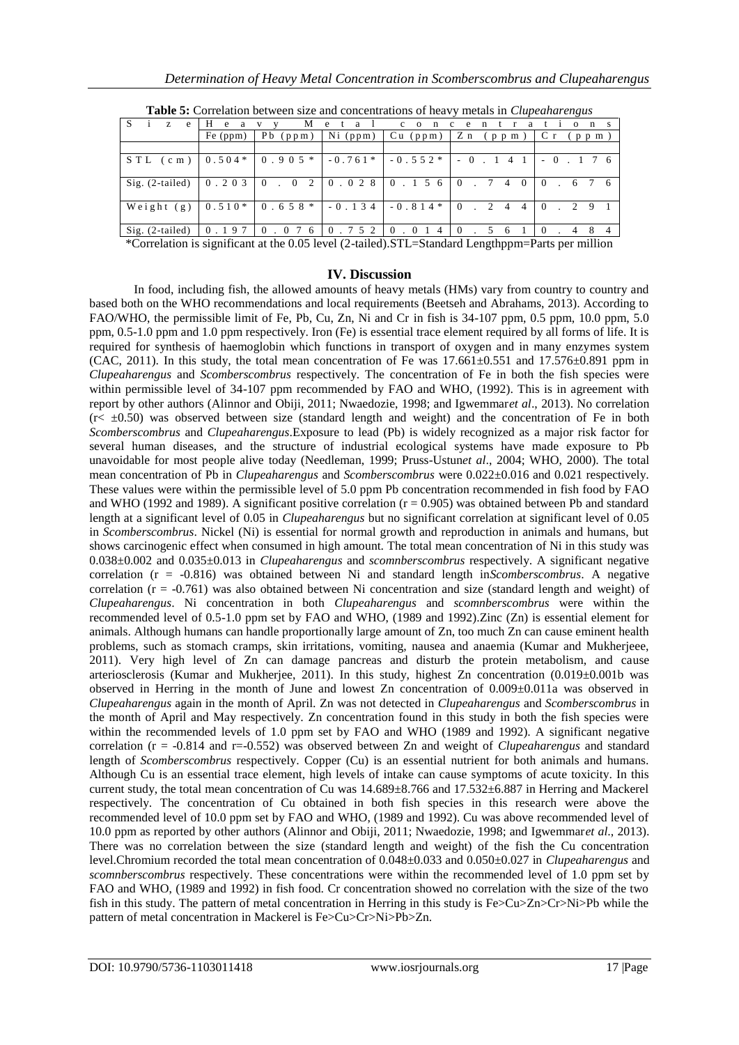**Table 5:** Correlation between size and concentrations of heavy metals in *Clupeaharengus*

| Size | Heavy Metal concentrations | | | | | |
|---|---|---|---|---|---|---|
| | Fe (ppm) | Pb (ppm) | Ni (ppm) | Cu (ppm) | Zn (ppm) | Cr (ppm) |
| STL (cm) | 0.504* | 0.905* | -0.761* | -0.552* | -0.141 | -0.176 |
| Sig. (2-tailed) | 0.203 | 0.02 | 0.028 | 0.156 | 0.740 | 0.676 |
| Weight (g) | 0.510* | 0.658* | -0.134 | -0.814* | 0.244 | 0.291 |
| Sig. (2-tailed) | 0.197 | 0.076 | 0.752 | 0.014 | 0.561 | 0.484 |

*Correlation is significant at the 0.05 level (2-tailed).STL=Standard Lengthppm=Parts per million

## IV. Discussion

In food, including fish, the allowed amounts of heavy metals (HMs) vary from country to country and based both on the WHO recommendations and local requirements (Beetseh and Abrahams, 2013). According to FAO/WHO, the permissible limit of Fe, Pb, Cu, Zn, Ni and Cr in fish is 34-107 ppm, 0.5 ppm, 10.0 ppm, 5.0 ppm, 0.5-1.0 ppm and 1.0 ppm respectively. Iron (Fe) is essential trace element required by all forms of life. It is required for synthesis of haemoglobin which functions in transport of oxygen and in many enzymes system (CAC, 2011). In this study, the total mean concentration of Fe was 17.661±0.551 and 17.576±0.891 ppm in *Clupeaharengus* and *Scomberscombrus* respectively. The concentration of Fe in both the fish species were within permissible level of 34-107 ppm recommended by FAO and WHO, (1992). This is in agreement with report by other authors (Alinnor and Obiji, 2011; Nwaedozie, 1998; and Igwemmar*et al*., 2013). No correlation (r< ±0.50) was observed between size (standard length and weight) and the concentration of Fe in both *Scomberscombrus* and *Clupeaharengus*.Exposure to lead (Pb) is widely recognized as a major risk factor for several human diseases, and the structure of industrial ecological systems have made exposure to Pb unavoidable for most people alive today (Needleman, 1999; Pruss-Ustun*et al*., 2004; WHO, 2000). The total mean concentration of Pb in *Clupeaharengus* and *Scomberscombrus* were 0.022±0.016 and 0.021 respectively. These values were within the permissible level of 5.0 ppm Pb concentration recommended in fish food by FAO and WHO (1992 and 1989). A significant positive correlation (r = 0.905) was obtained between Pb and standard length at a significant level of 0.05 in *Clupeaharengus* but no significant correlation at significant level of 0.05 in *Scomberscombrus*. Nickel (Ni) is essential for normal growth and reproduction in animals and humans, but shows carcinogenic effect when consumed in high amount. The total mean concentration of Ni in this study was 0.038±0.002 and 0.035±0.013 in *Clupeaharengus* and *scomnberscombrus* respectively. A significant negative correlation (r = -0.816) was obtained between Ni and standard length in*Scomberscombrus*. A negative correlation (r = -0.761) was also obtained between Ni concentration and size (standard length and weight) of *Clupeaharengus*. Ni concentration in both *Clupeaharengus* and *scomnberscombrus* were within the recommended level of 0.5-1.0 ppm set by FAO and WHO, (1989 and 1992).Zinc (Zn) is essential element for animals. Although humans can handle proportionally large amount of Zn, too much Zn can cause eminent health problems, such as stomach cramps, skin irritations, vomiting, nausea and anaemia (Kumar and Mukherjeee, 2011). Very high level of Zn can damage pancreas and disturb the protein metabolism, and cause arteriosclerosis (Kumar and Mukherjee, 2011). In this study, highest Zn concentration (0.019±0.001b was observed in Herring in the month of June and lowest Zn concentration of 0.009±0.011a was observed in *Clupeaharengus* again in the month of April. Zn was not detected in *Clupeaharengus* and *Scomberscombrus* in the month of April and May respectively. Zn concentration found in this study in both the fish species were within the recommended levels of 1.0 ppm set by FAO and WHO (1989 and 1992). A significant negative correlation (r = -0.814 and r=-0.552) was observed between Zn and weight of *Clupeaharengus* and standard length of *Scomberscombrus* respectively. Copper (Cu) is an essential nutrient for both animals and humans. Although Cu is an essential trace element, high levels of intake can cause symptoms of acute toxicity. In this current study, the total mean concentration of Cu was 14.689±8.766 and 17.532±6.887 in Herring and Mackerel respectively. The concentration of Cu obtained in both fish species in this research were above the recommended level of 10.0 ppm set by FAO and WHO, (1989 and 1992). Cu was above recommended level of 10.0 ppm as reported by other authors (Alinnor and Obiji, 2011; Nwaedozie, 1998; and Igwemmar*et al*., 2013). There was no correlation between the size (standard length and weight) of the fish the Cu concentration level.Chromium recorded the total mean concentration of 0.048±0.033 and 0.050±0.027 in *Clupeaharengus* and *scomnberscombrus* respectively. These concentrations were within the recommended level of 1.0 ppm set by FAO and WHO, (1989 and 1992) in fish food. Cr concentration showed no correlation with the size of the two fish in this study. The pattern of metal concentration in Herring in this study is Fe>Cu>Zn>Cr>Ni>Pb while the pattern of metal concentration in Mackerel is Fe>Cu>Cr>Ni>Pb>Zn.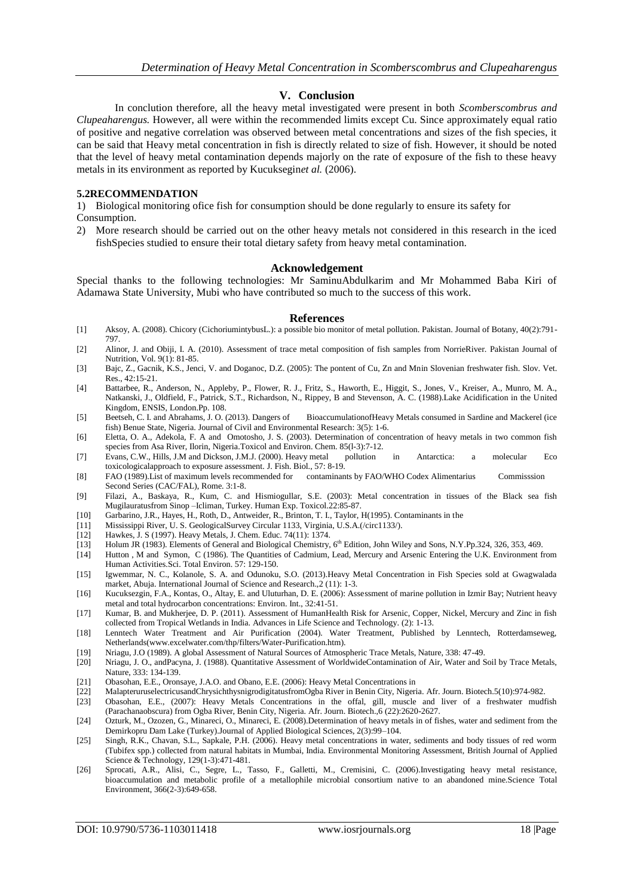## V. Conclusion

In conclution therefore, all the heavy metal investigated were present in both *Scomberscombrus and Clupeaharengus.* However, all were within the recommended limits except Cu. Since approximately equal ratio of positive and negative correlation was observed between metal concentrations and sizes of the fish species, it can be said that Heavy metal concentration in fish is directly related to size of fish. However, it should be noted that the level of heavy metal contamination depends majorly on the rate of exposure of the fish to these heavy metals in its environment as reported by Kucuksegin*et al.* (2006).

### 5.2RECOMMENDATION

1) Biological monitoring ofice fish for consumption should be done regularly to ensure its safety for Consumption.
2) More research should be carried out on the other heavy metals not considered in this research in the iced fishSpecies studied to ensure their total dietary safety from heavy metal contamination.

## Acknowledgement

Special thanks to the following technologies: Mr SaminuAbdulkarim and Mr Mohammed Baba Kiri of Adamawa State University, Mubi who have contributed so much to the success of this work.

## References

[1] Aksoy, A. (2008). Chicory (CichoriumintybusL.): a possible bio monitor of metal pollution. Pakistan. Journal of Botany, 40(2):791-797.

[2] Alinor, J. and Obiji, I. A. (2010). Assessment of trace metal composition of fish samples from NorrieRiver. Pakistan Journal of Nutrition, Vol. 9(1): 81-85.

[3] Bajc, Z., Gacnik, K.S., Jenci, V. and Doganoc, D.Z. (2005): The pontent of Cu, Zn and Mnin Slovenian freshwater fish. Slov. Vet. Res., 42:15-21.

[4] Battarbee, R., Anderson, N., Appleby, P., Flower, R. J., Fritz, S., Haworth, E., Higgit, S., Jones, V., Kreiser, A., Munro, M. A., Natkanski, J., Oldfield, F., Patrick, S.T., Richardson, N., Rippey, B and Stevenson, A. C. (1988).Lake Acidification in the United Kingdom, ENSIS, London.Pp. 108.

[5] Beetseh, C. I. and Abrahams, J. O. (2013). Dangers of BioaccumulationofHeavy Metals consumed in Sardine and Mackerel (ice fish) Benue State, Nigeria. Journal of Civil and Environmental Research: 3(5): 1-6.

[6] Eletta, O. A., Adekola, F. A and Omotosho, J. S. (2003). Determination of concentration of heavy metals in two common fish species from Asa River, Ilorin, Nigeria.Toxicol and Environ. Chem. 85(l-3):7-12.

[7] Evans, C.W., Hills, J.M and Dickson, J.M.J. (2000). Heavy metal pollution in Antarctica: a molecular Eco toxicologicalapproach to exposure assessment. J. Fish. Biol., 57: 8-19.

[8] FAO (1989).List of maximum levels recommended for contaminants by FAO/WHO Codex Alimentarius Commisssion Second Series (CAC/FAL), Rome. 3:1-8.

[9] Filazi, A., Baskaya, R., Kum, C. and Hismiogullar, S.E. (2003): Metal concentration in tissues of the Black sea fish Mugilauratusfrom Sinop –Icliman, Turkey. Human Exp. Toxicol.22:85-87.

[10] Garbarino, J.R., Hayes, H., Roth, D., Antweider, R., Brinton, T. I., Taylor, H(1995). Contaminants in the

[11] Mississippi River, U. S. GeologicalSurvey Circular 1133, Virginia, U.S.A.(/circ1133/).

[12] Hawkes, J. S (1997). Heavy Metals, J. Chem. Educ. 74(11): 1374.

[13] Holum JR (1983). Elements of General and Biological Chemistry, 6th Edition, John Wiley and Sons, N.Y.Pp.324, 326, 353, 469.

[14] Hutton , M and Symon, C (1986). The Quantities of Cadmium, Lead, Mercury and Arsenic Entering the U.K. Environment from Human Activities.Sci. Total Environ. 57: 129-150.

[15] Igwemmar, N. C., Kolanole, S. A. and Odunoku, S.O. (2013).Heavy Metal Concentration in Fish Species sold at Gwagwalada market, Abuja. International Journal of Science and Research.,2 (11): 1-3.

[16] Kucuksezgin, F.A., Kontas, O., Altay, E. and Uluturhan, D. E. (2006): Assessment of marine pollution in Izmir Bay; Nutrient heavy metal and total hydrocarbon concentrations: Environ. Int., 32:41-51.

[17] Kumar, B. and Mukherjee, D. P. (2011). Assessment of HumanHealth Risk for Arsenic, Copper, Nickel, Mercury and Zinc in fish collected from Tropical Wetlands in India. Advances in Life Science and Technology. (2): 1-13.

[18] Lenntech Water Treatment and Air Purification (2004). Water Treatment, Published by Lenntech, Rotterdamseweg, Netherlands(www.excelwater.com/thp/filters/Water-Purification.htm).

[19] Nriagu, J.O (1989). A global Assessment of Natural Sources of Atmospheric Trace Metals, Nature, 338: 47-49.

[20] Nriagu, J. O., andPacyna, J. (1988). Quantitative Assessment of WorldwideContamination of Air, Water and Soil by Trace Metals, Nature, 333: 134-139.

[21] Obasohan, E.E., Oronsaye, J.A.O. and Obano, E.E. (2006): Heavy Metal Concentrations in

[22] MalapteruruselectricusandChrysichthysnigrodigitatusfromOgba River in Benin City, Nigeria. Afr. Journ. Biotech.5(10):974-982.

[23] Obasohan, E.E., (2007): Heavy Metals Concentrations in the offal, gill, muscle and liver of a freshwater mudfish (Parachanaobscura) from Ogba River, Benin City, Nigeria. Afr. Journ. Biotech.,6 (22):2620-2627.

[24] Ozturk, M., Ozozen, G., Minareci, O., Minareci, E. (2008).Determination of heavy metals in of fishes, water and sediment from the Demirkopru Dam Lake (Turkey).Journal of Applied Biological Sciences, 2(3):99–104.

[25] Singh, R.K., Chavan, S.L., Sapkale, P.H. (2006). Heavy metal concentrations in water, sediments and body tissues of red worm (Tubifex spp.) collected from natural habitats in Mumbai, India. Environmental Monitoring Assessment, British Journal of Applied Science & Technology, 129(1-3):471-481.

[26] Sprocati, A.R., Alisi, C., Segre, L., Tasso, F., Galletti, M., Cremisini, C. (2006).Investigating heavy metal resistance, bioaccumulation and metabolic profile of a metallophile microbial consortium native to an abandoned mine.Science Total Environment, 366(2-3):649-658.